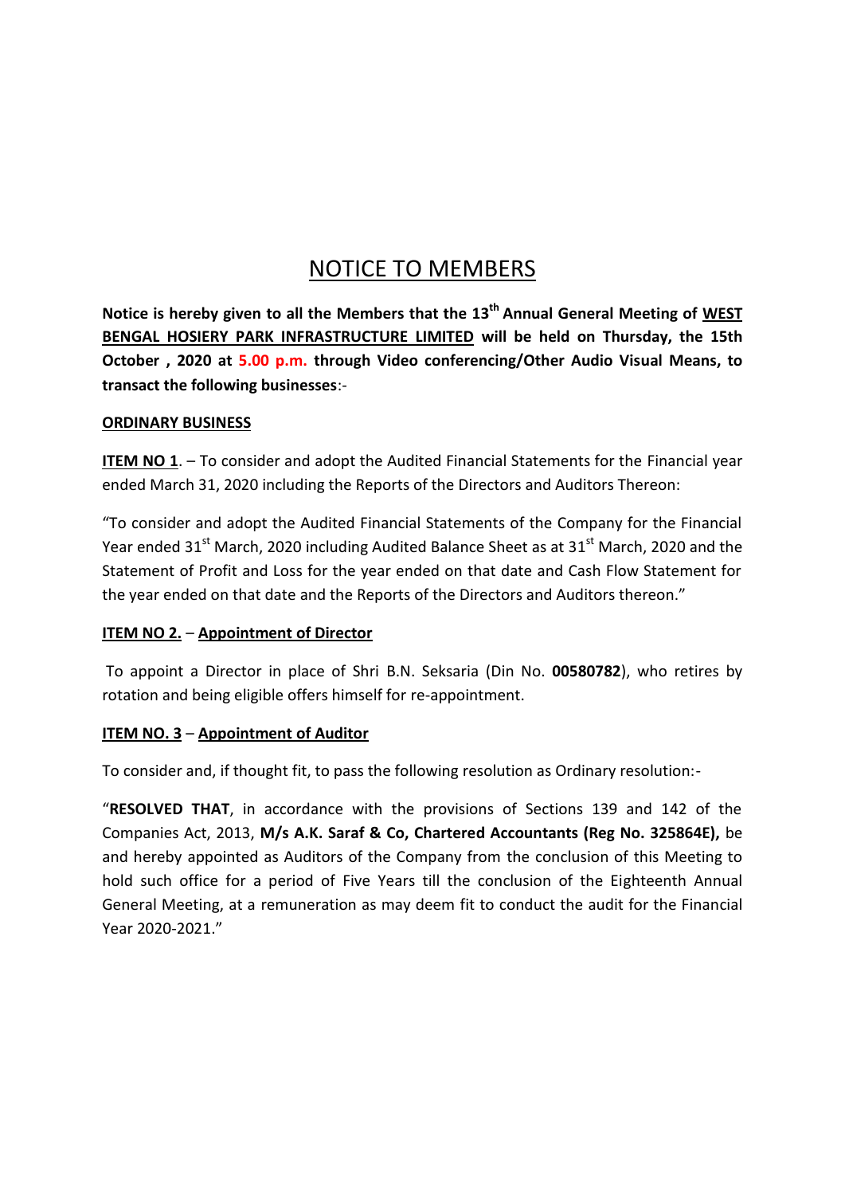# NOTICE TO MEMBERS

**Notice is hereby given to all the Members that the 13th Annual General Meeting of WEST BENGAL HOSIERY PARK INFRASTRUCTURE LIMITED will be held on Thursday, the 15th October , 2020 at 5.00 p.m. through Video conferencing/Other Audio Visual Means, to transact the following businesses**:-

**ORDINARY BUSINESS**

**ITEM NO 1**. – To consider and adopt the Audited Financial Statements for the Financial year ended March 31, 2020 including the Reports of the Directors and Auditors Thereon:

"To consider and adopt the Audited Financial Statements of the Company for the Financial Year ended 31st March, 2020 including Audited Balance Sheet as at 31st March, 2020 and the Statement of Profit and Loss for the year ended on that date and Cash Flow Statement for the year ended on that date and the Reports of the Directors and Auditors thereon."

**ITEM NO 2.** – **Appointment of Director**

To appoint a Director in place of Shri B.N. Seksaria (Din No. **00580782**), who retires by rotation and being eligible offers himself for re-appointment.

**ITEM NO. 3** – **Appointment of Auditor**

To consider and, if thought fit, to pass the following resolution as Ordinary resolution:-

"**RESOLVED THAT**, in accordance with the provisions of Sections 139 and 142 of the Companies Act, 2013, **M/s A.K. Saraf & Co, Chartered Accountants (Reg No. 325864E),** be and hereby appointed as Auditors of the Company from the conclusion of this Meeting to hold such office for a period of Five Years till the conclusion of the Eighteenth Annual General Meeting, at a remuneration as may deem fit to conduct the audit for the Financial Year 2020-2021."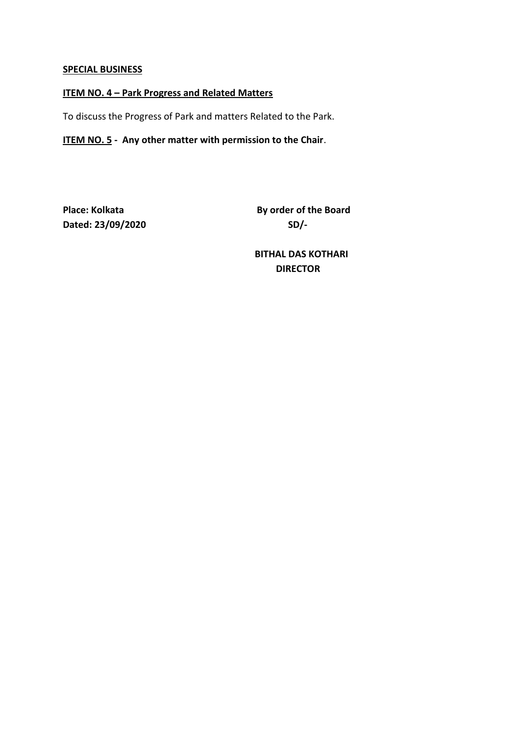**SPECIAL BUSINESS**

**ITEM NO. 4 – Park Progress and Related Matters**

To discuss the Progress of Park and matters Related to the Park.

**ITEM NO. 5 - Any other matter with permission to the Chair**.

**Place: Kolkata**
**Dated: 23/09/2020**

**By order of the Board**
**SD/-**

**BITHAL DAS KOTHARI**
**DIRECTOR**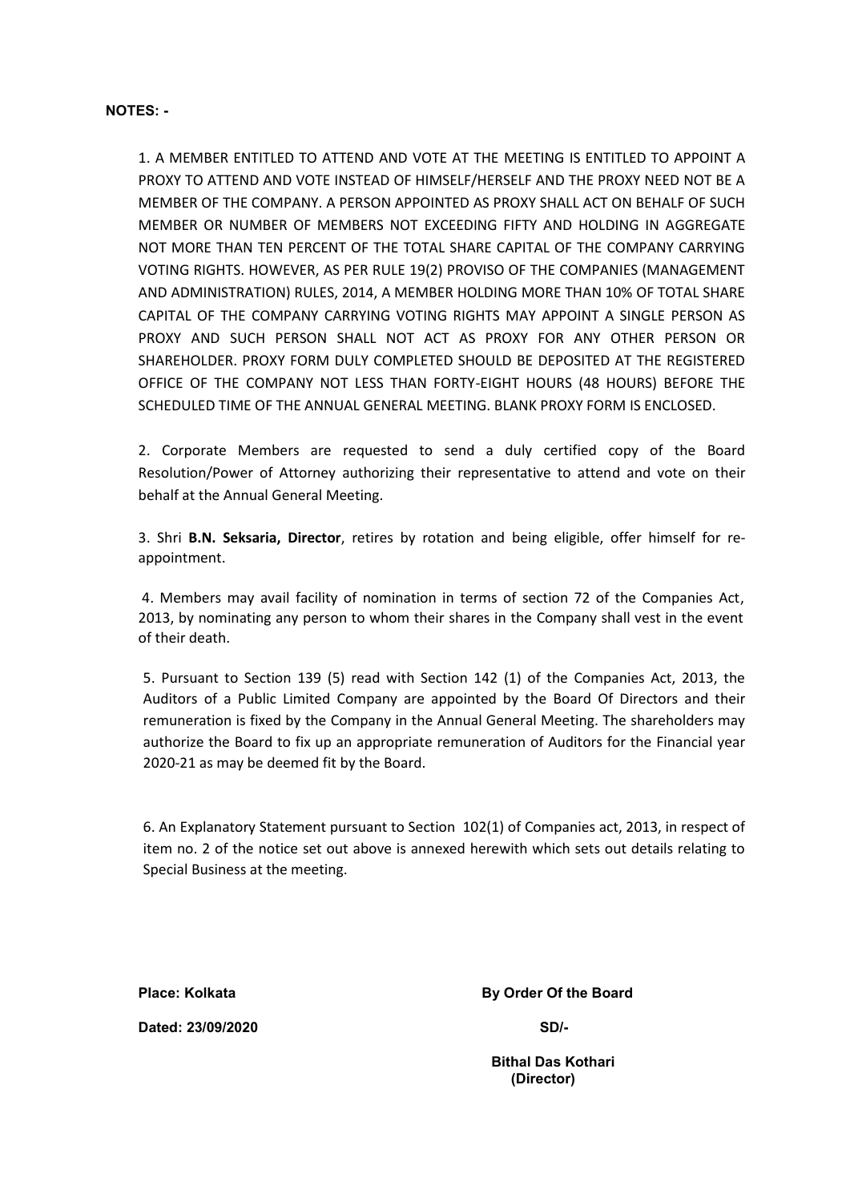**NOTES: -**

1. A MEMBER ENTITLED TO ATTEND AND VOTE AT THE MEETING IS ENTITLED TO APPOINT A PROXY TO ATTEND AND VOTE INSTEAD OF HIMSELF/HERSELF AND THE PROXY NEED NOT BE A MEMBER OF THE COMPANY. A PERSON APPOINTED AS PROXY SHALL ACT ON BEHALF OF SUCH MEMBER OR NUMBER OF MEMBERS NOT EXCEEDING FIFTY AND HOLDING IN AGGREGATE NOT MORE THAN TEN PERCENT OF THE TOTAL SHARE CAPITAL OF THE COMPANY CARRYING VOTING RIGHTS. HOWEVER, AS PER RULE 19(2) PROVISO OF THE COMPANIES (MANAGEMENT AND ADMINISTRATION) RULES, 2014, A MEMBER HOLDING MORE THAN 10% OF TOTAL SHARE CAPITAL OF THE COMPANY CARRYING VOTING RIGHTS MAY APPOINT A SINGLE PERSON AS PROXY AND SUCH PERSON SHALL NOT ACT AS PROXY FOR ANY OTHER PERSON OR SHAREHOLDER. PROXY FORM DULY COMPLETED SHOULD BE DEPOSITED AT THE REGISTERED OFFICE OF THE COMPANY NOT LESS THAN FORTY-EIGHT HOURS (48 HOURS) BEFORE THE SCHEDULED TIME OF THE ANNUAL GENERAL MEETING. BLANK PROXY FORM IS ENCLOSED.

2. Corporate Members are requested to send a duly certified copy of the Board Resolution/Power of Attorney authorizing their representative to attend and vote on their behalf at the Annual General Meeting.

3. Shri **B.N. Seksaria, Director**, retires by rotation and being eligible, offer himself for re-appointment.

4. Members may avail facility of nomination in terms of section 72 of the Companies Act, 2013, by nominating any person to whom their shares in the Company shall vest in the event of their death.

5. Pursuant to Section 139 (5) read with Section 142 (1) of the Companies Act, 2013, the Auditors of a Public Limited Company are appointed by the Board Of Directors and their remuneration is fixed by the Company in the Annual General Meeting. The shareholders may authorize the Board to fix up an appropriate remuneration of Auditors for the Financial year 2020-21 as may be deemed fit by the Board.

6. An Explanatory Statement pursuant to Section 102(1) of Companies act, 2013, in respect of item no. 2 of the notice set out above is annexed herewith which sets out details relating to Special Business at the meeting.

**Place: Kolkata**

**Dated: 23/09/2020**

**By Order Of the Board**

**SD/-**

**Bithal Das Kothari**
**(Director)**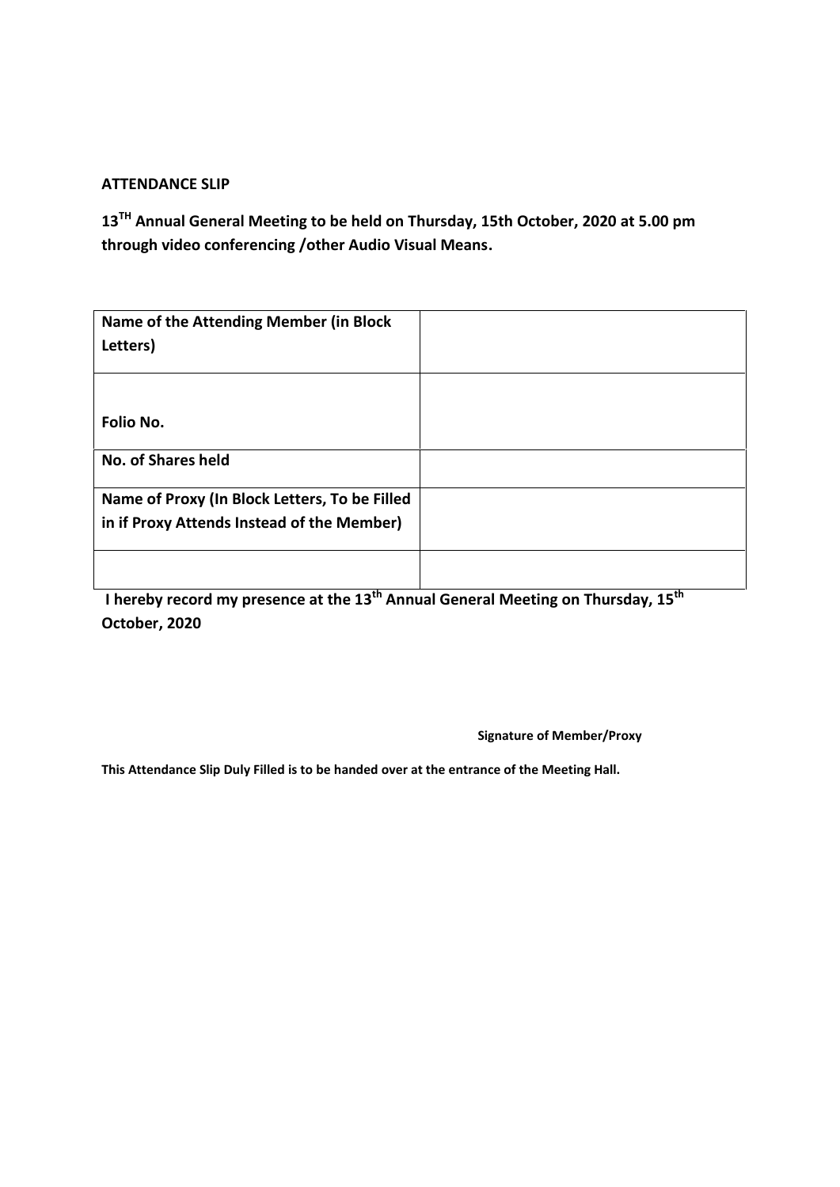**ATTENDANCE SLIP**

**13TH Annual General Meeting to be held on Thursday, 15th October, 2020 at 5.00 pm through video conferencing /other Audio Visual Means.**

| **Name of the Attending Member (in Block Letters)** | |
|---|---|
| **Folio No.** | |
| **No. of Shares held** | |
| **Name of Proxy (In Block Letters, To be Filled in if Proxy Attends Instead of the Member)** | |
| | |

**I hereby record my presence at the 13th Annual General Meeting on Thursday, 15th October, 2020**

**Signature of Member/Proxy**

**This Attendance Slip Duly Filled is to be handed over at the entrance of the Meeting Hall.**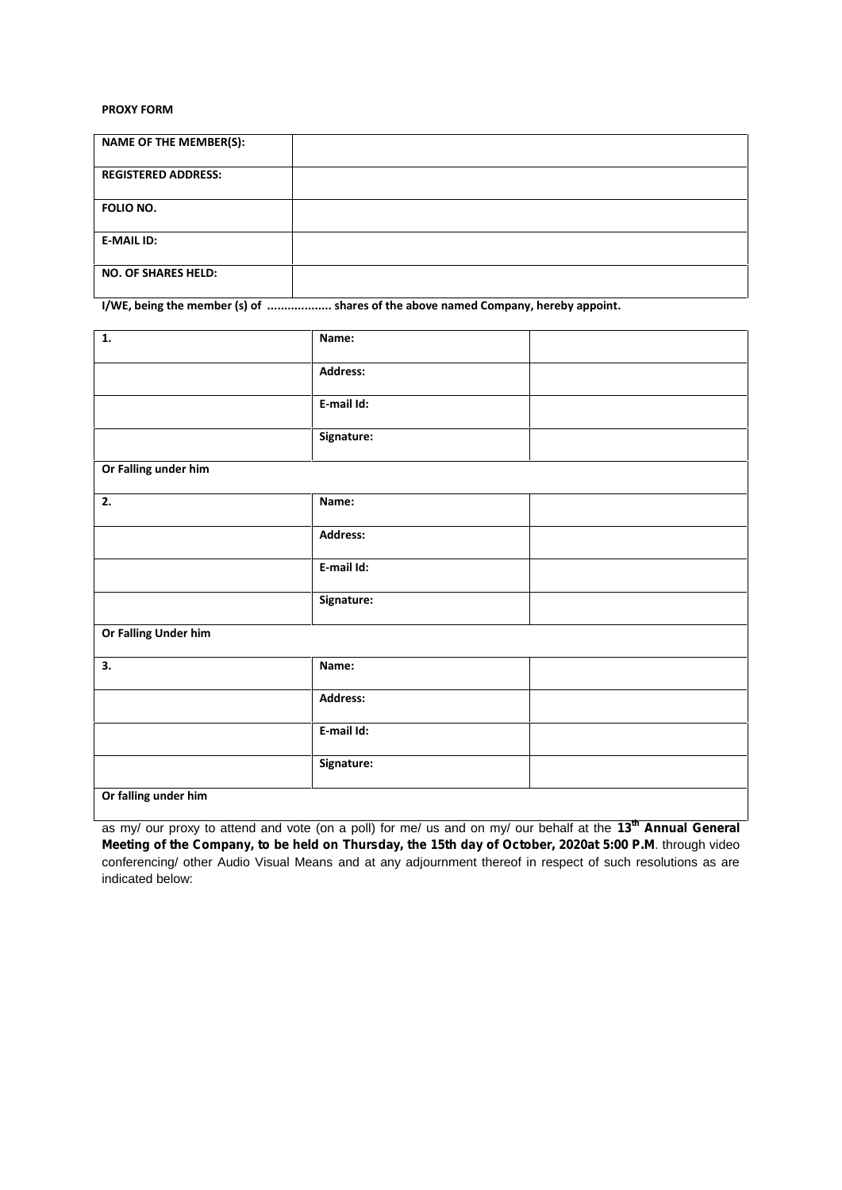**PROXY FORM**

| NAME OF THE MEMBER(S): | |
|---|---|
| REGISTERED ADDRESS: | |
| FOLIO NO. | |
| E-MAIL ID: | |
| NO. OF SHARES HELD: | |

**I/WE, being the member (s) of .................. shares of the above named Company, hereby appoint.**

| 1. | Name: | |
|---|---|---|
| | Address: | |
| | E-mail Id: | |
| | Signature: | |
| Or Falling under him | | |
| 2. | Name: | |
| | Address: | |
| | E-mail Id: | |
| | Signature: | |
| Or Falling Under him | | |
| 3. | Name: | |
| | Address: | |
| | E-mail Id: | |
| | Signature: | |
| Or falling under him | | |

as my/ our proxy to attend and vote (on a poll) for me/ us and on my/ our behalf at the **13th Annual General Meeting of the Company, to be held on Thursday, the 15th day of October, 2020at 5:00 P.M**. through video conferencing/ other Audio Visual Means and at any adjournment thereof in respect of such resolutions as are indicated below: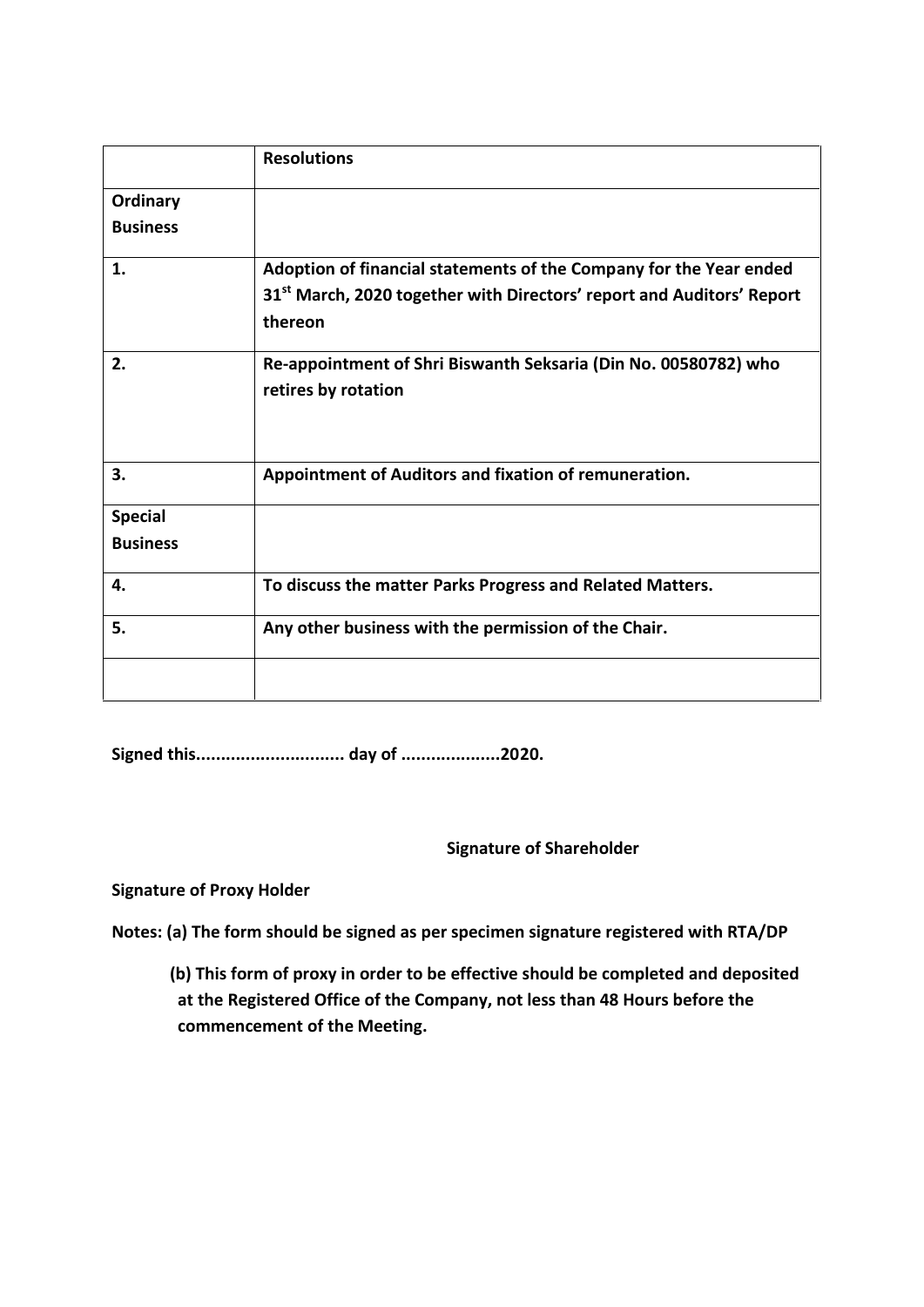| | **Resolutions** |
|---|---|
| **Ordinary Business** | |
| **1.** | **Adoption of financial statements of the Company for the Year ended 31st March, 2020 together with Directors' report and Auditors' Report thereon** |
| **2.** | **Re-appointment of Shri Biswanth Seksaria (Din No. 00580782) who retires by rotation** |
| **3.** | **Appointment of Auditors and fixation of remuneration.** |
| **Special Business** | |
| **4.** | **To discuss the matter Parks Progress and Related Matters.** |
| **5.** | **Any other business with the permission of the Chair.** |
| | |

**Signed this.............................. day of ....................2020.**

**Signature of Shareholder**

**Signature of Proxy Holder**

**Notes: (a) The form should be signed as per specimen signature registered with RTA/DP**

**(b) This form of proxy in order to be effective should be completed and deposited at the Registered Office of the Company, not less than 48 Hours before the commencement of the Meeting.**